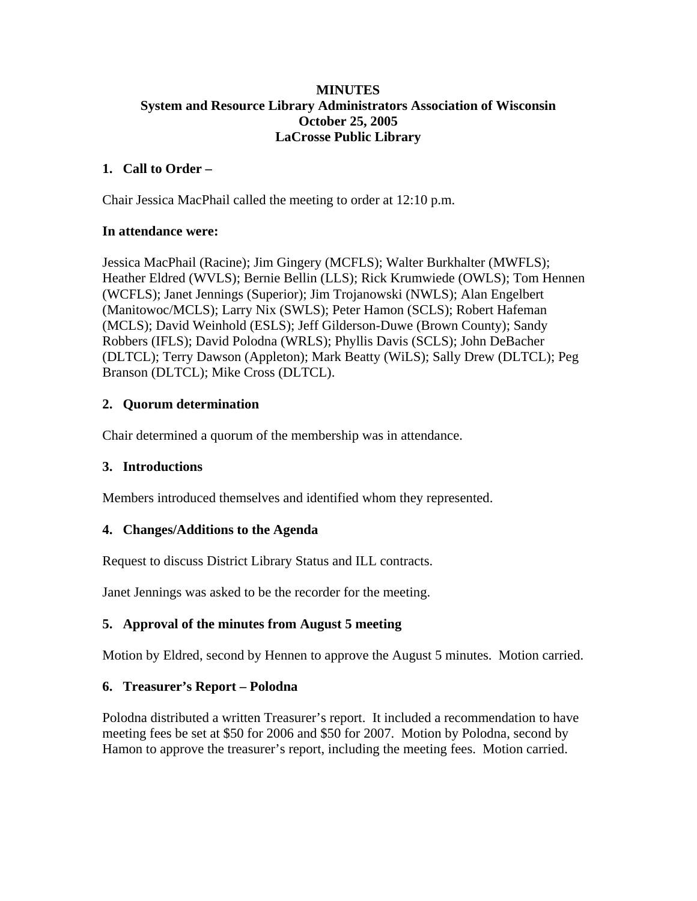**MINUTES**
**System and Resource Library Administrators Association of Wisconsin**
**October 25, 2005**
**LaCrosse Public Library**

## 1. Call to Order –

Chair Jessica MacPhail called the meeting to order at 12:10 p.m.

**In attendance were:**

Jessica MacPhail (Racine); Jim Gingery (MCFLS); Walter Burkhalter (MWFLS); Heather Eldred (WVLS); Bernie Bellin (LLS); Rick Krumwiede (OWLS); Tom Hennen (WCFLS); Janet Jennings (Superior); Jim Trojanowski (NWLS); Alan Engelbert (Manitowoc/MCLS); Larry Nix (SWLS); Peter Hamon (SCLS); Robert Hafeman (MCLS); David Weinhold (ESLS); Jeff Gilderson-Duwe (Brown County); Sandy Robbers (IFLS); David Polodna (WRLS); Phyllis Davis (SCLS); John DeBacher (DLTCL); Terry Dawson (Appleton); Mark Beatty (WiLS); Sally Drew (DLTCL); Peg Branson (DLTCL); Mike Cross (DLTCL).

## 2. Quorum determination

Chair determined a quorum of the membership was in attendance.

## 3. Introductions

Members introduced themselves and identified whom they represented.

## 4. Changes/Additions to the Agenda

Request to discuss District Library Status and ILL contracts.

Janet Jennings was asked to be the recorder for the meeting.

## 5. Approval of the minutes from August 5 meeting

Motion by Eldred, second by Hennen to approve the August 5 minutes. Motion carried.

## 6. Treasurer's Report – Polodna

Polodna distributed a written Treasurer's report. It included a recommendation to have meeting fees be set at $50 for 2006 and $50 for 2007. Motion by Polodna, second by Hamon to approve the treasurer's report, including the meeting fees. Motion carried.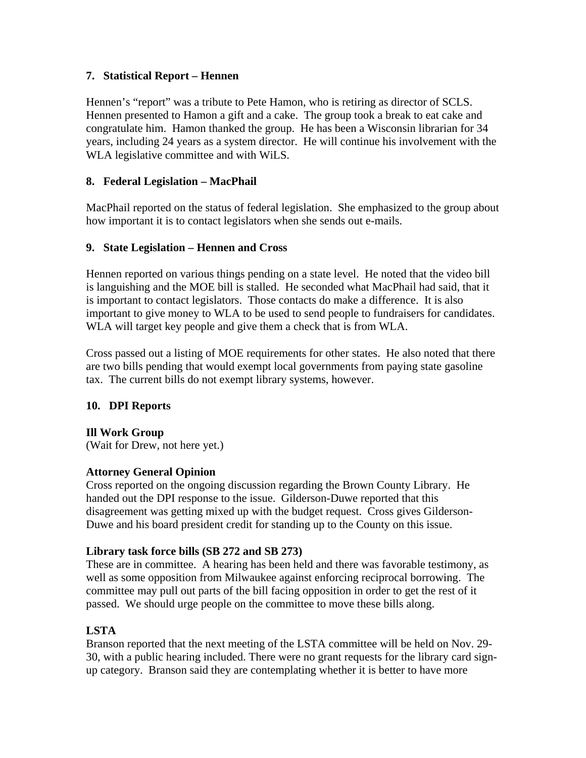**7. Statistical Report – Hennen**

Hennen's "report" was a tribute to Pete Hamon, who is retiring as director of SCLS. Hennen presented to Hamon a gift and a cake. The group took a break to eat cake and congratulate him. Hamon thanked the group. He has been a Wisconsin librarian for 34 years, including 24 years as a system director. He will continue his involvement with the WLA legislative committee and with WiLS.

**8. Federal Legislation – MacPhail**

MacPhail reported on the status of federal legislation. She emphasized to the group about how important it is to contact legislators when she sends out e-mails.

**9. State Legislation – Hennen and Cross**

Hennen reported on various things pending on a state level. He noted that the video bill is languishing and the MOE bill is stalled. He seconded what MacPhail had said, that it is important to contact legislators. Those contacts do make a difference. It is also important to give money to WLA to be used to send people to fundraisers for candidates. WLA will target key people and give them a check that is from WLA.

Cross passed out a listing of MOE requirements for other states. He also noted that there are two bills pending that would exempt local governments from paying state gasoline tax. The current bills do not exempt library systems, however.

**10. DPI Reports**

**Ill Work Group**
(Wait for Drew, not here yet.)

**Attorney General Opinion**
Cross reported on the ongoing discussion regarding the Brown County Library. He handed out the DPI response to the issue. Gilderson-Duwe reported that this disagreement was getting mixed up with the budget request. Cross gives Gilderson-Duwe and his board president credit for standing up to the County on this issue.

**Library task force bills (SB 272 and SB 273)**
These are in committee. A hearing has been held and there was favorable testimony, as well as some opposition from Milwaukee against enforcing reciprocal borrowing. The committee may pull out parts of the bill facing opposition in order to get the rest of it passed. We should urge people on the committee to move these bills along.

**LSTA**
Branson reported that the next meeting of the LSTA committee will be held on Nov. 29-30, with a public hearing included. There were no grant requests for the library card sign-up category. Branson said they are contemplating whether it is better to have more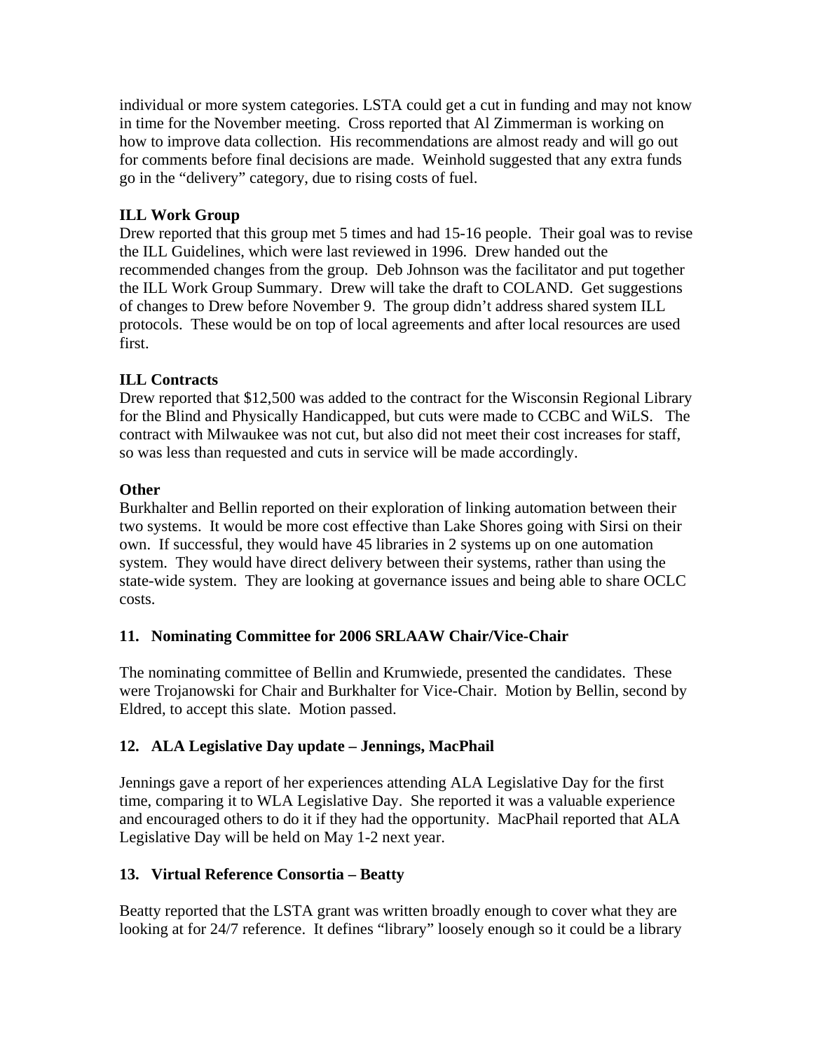individual or more system categories. LSTA could get a cut in funding and may not know in time for the November meeting. Cross reported that Al Zimmerman is working on how to improve data collection. His recommendations are almost ready and will go out for comments before final decisions are made. Weinhold suggested that any extra funds go in the "delivery" category, due to rising costs of fuel.

**ILL Work Group**
Drew reported that this group met 5 times and had 15-16 people. Their goal was to revise the ILL Guidelines, which were last reviewed in 1996. Drew handed out the recommended changes from the group. Deb Johnson was the facilitator and put together the ILL Work Group Summary. Drew will take the draft to COLAND. Get suggestions of changes to Drew before November 9. The group didn't address shared system ILL protocols. These would be on top of local agreements and after local resources are used first.

**ILL Contracts**
Drew reported that $12,500 was added to the contract for the Wisconsin Regional Library for the Blind and Physically Handicapped, but cuts were made to CCBC and WiLS. The contract with Milwaukee was not cut, but also did not meet their cost increases for staff, so was less than requested and cuts in service will be made accordingly.

**Other**
Burkhalter and Bellin reported on their exploration of linking automation between their two systems. It would be more cost effective than Lake Shores going with Sirsi on their own. If successful, they would have 45 libraries in 2 systems up on one automation system. They would have direct delivery between their systems, rather than using the state-wide system. They are looking at governance issues and being able to share OCLC costs.

**11. Nominating Committee for 2006 SRLAAW Chair/Vice-Chair**

The nominating committee of Bellin and Krumwiede, presented the candidates. These were Trojanowski for Chair and Burkhalter for Vice-Chair. Motion by Bellin, second by Eldred, to accept this slate. Motion passed.

**12. ALA Legislative Day update – Jennings, MacPhail**

Jennings gave a report of her experiences attending ALA Legislative Day for the first time, comparing it to WLA Legislative Day. She reported it was a valuable experience and encouraged others to do it if they had the opportunity. MacPhail reported that ALA Legislative Day will be held on May 1-2 next year.

**13. Virtual Reference Consortia – Beatty**

Beatty reported that the LSTA grant was written broadly enough to cover what they are looking at for 24/7 reference. It defines "library" loosely enough so it could be a library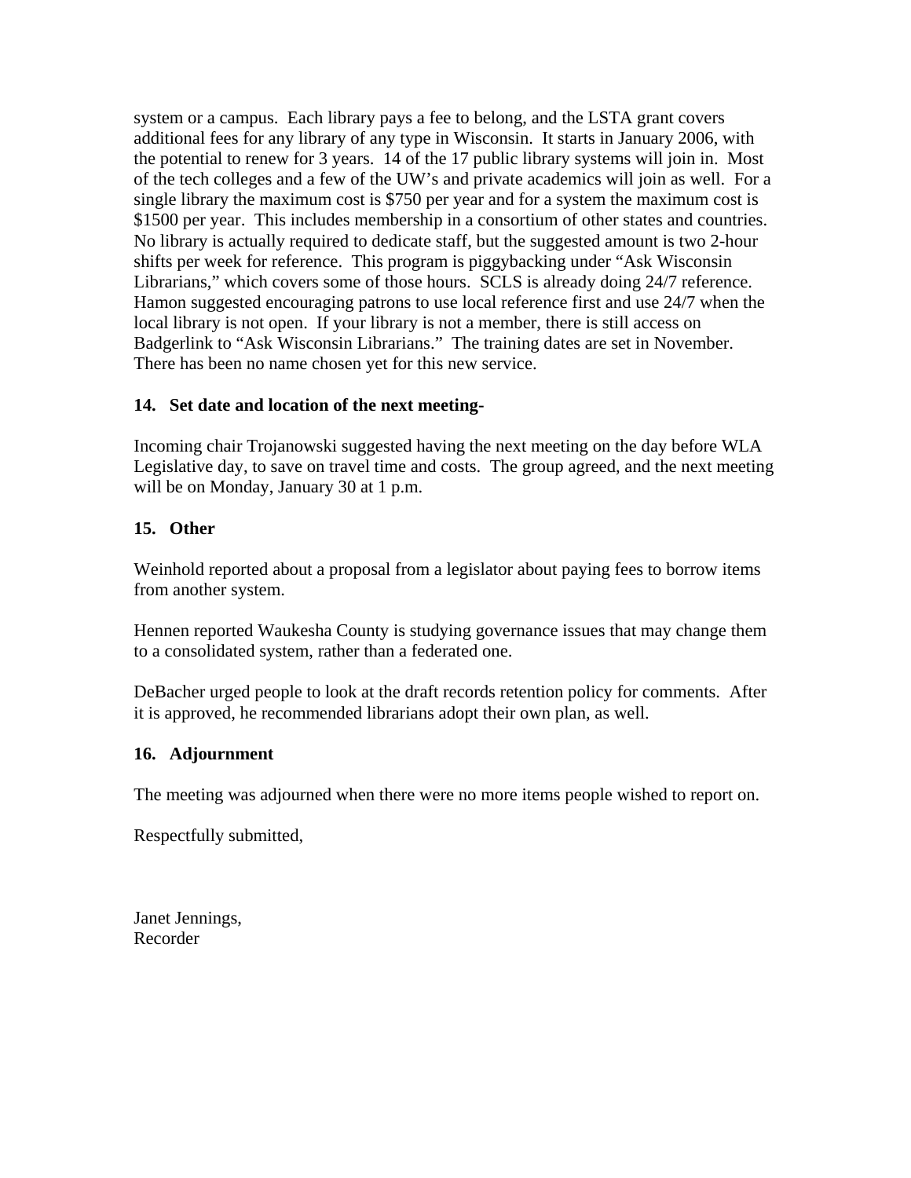system or a campus. Each library pays a fee to belong, and the LSTA grant covers additional fees for any library of any type in Wisconsin. It starts in January 2006, with the potential to renew for 3 years. 14 of the 17 public library systems will join in. Most of the tech colleges and a few of the UW's and private academics will join as well. For a single library the maximum cost is $750 per year and for a system the maximum cost is $1500 per year. This includes membership in a consortium of other states and countries. No library is actually required to dedicate staff, but the suggested amount is two 2-hour shifts per week for reference. This program is piggybacking under "Ask Wisconsin Librarians," which covers some of those hours. SCLS is already doing 24/7 reference. Hamon suggested encouraging patrons to use local reference first and use 24/7 when the local library is not open. If your library is not a member, there is still access on Badgerlink to "Ask Wisconsin Librarians." The training dates are set in November. There has been no name chosen yet for this new service.

**14. Set date and location of the next meeting-**

Incoming chair Trojanowski suggested having the next meeting on the day before WLA Legislative day, to save on travel time and costs. The group agreed, and the next meeting will be on Monday, January 30 at 1 p.m.

**15. Other**

Weinhold reported about a proposal from a legislator about paying fees to borrow items from another system.

Hennen reported Waukesha County is studying governance issues that may change them to a consolidated system, rather than a federated one.

DeBacher urged people to look at the draft records retention policy for comments. After it is approved, he recommended librarians adopt their own plan, as well.

**16. Adjournment**

The meeting was adjourned when there were no more items people wished to report on.

Respectfully submitted,

Janet Jennings,
Recorder